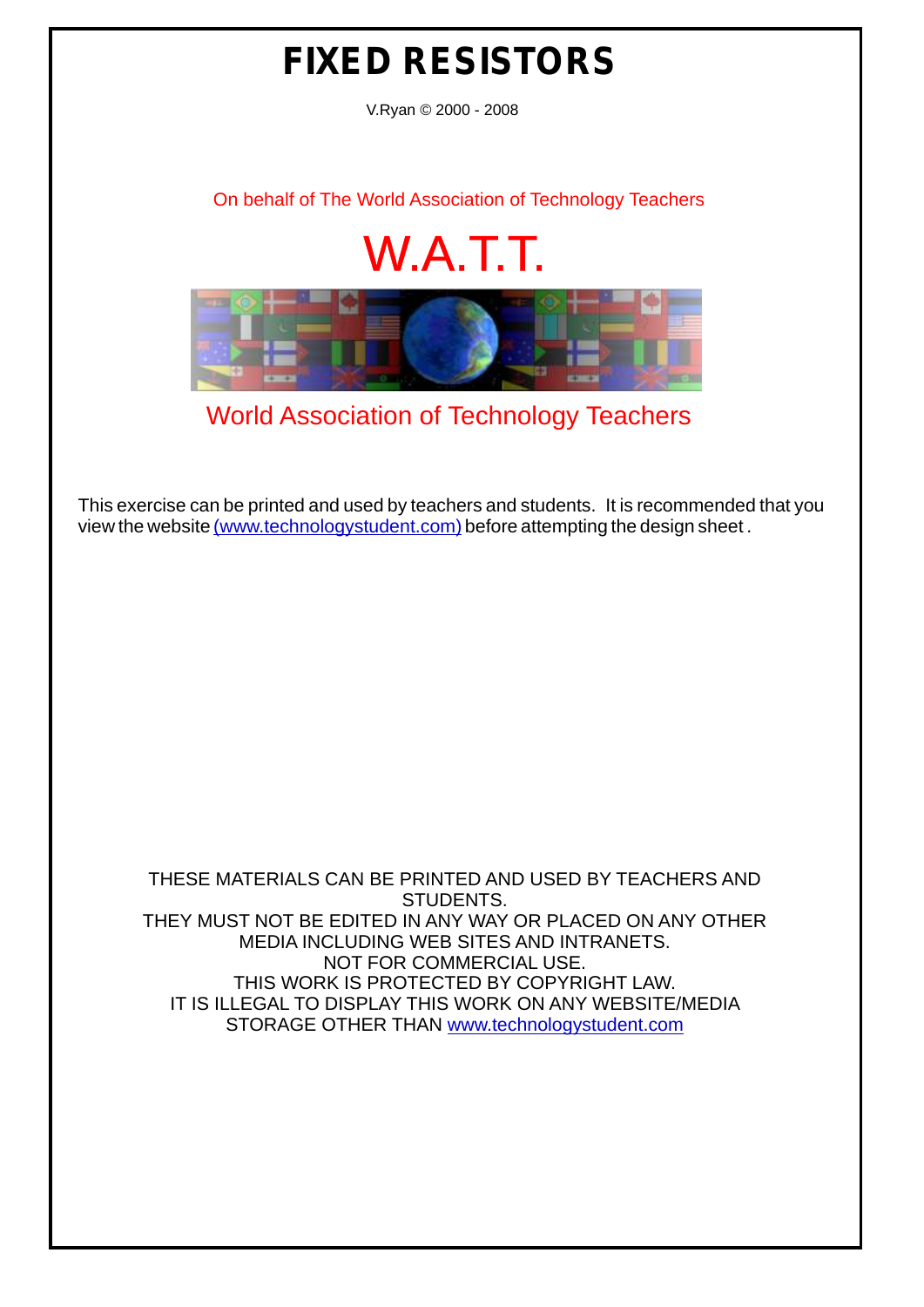# FIXED RESISTORS

V.Ryan © 2000 - 2008

On behalf of The World Association of Technology Teachers

W.A.T.T.

World Association of Technology Teachers

This exercise can be printed and used by teachers and students. It is recommended that you view the website (www.technologystudent.com) before attempting the design sheet.

THESE MATERIALS CAN BE PRINTED AND USED BY TEACHERS AND STUDENTS.
THEY MUST NOT BE EDITED IN ANY WAY OR PLACED ON ANY OTHER MEDIA INCLUDING WEB SITES AND INTRANETS.
NOT FOR COMMERCIAL USE.
THIS WORK IS PROTECTED BY COPYRIGHT LAW.
IT IS ILLEGAL TO DISPLAY THIS WORK ON ANY WEBSITE/MEDIA STORAGE OTHER THAN www.technologystudent.com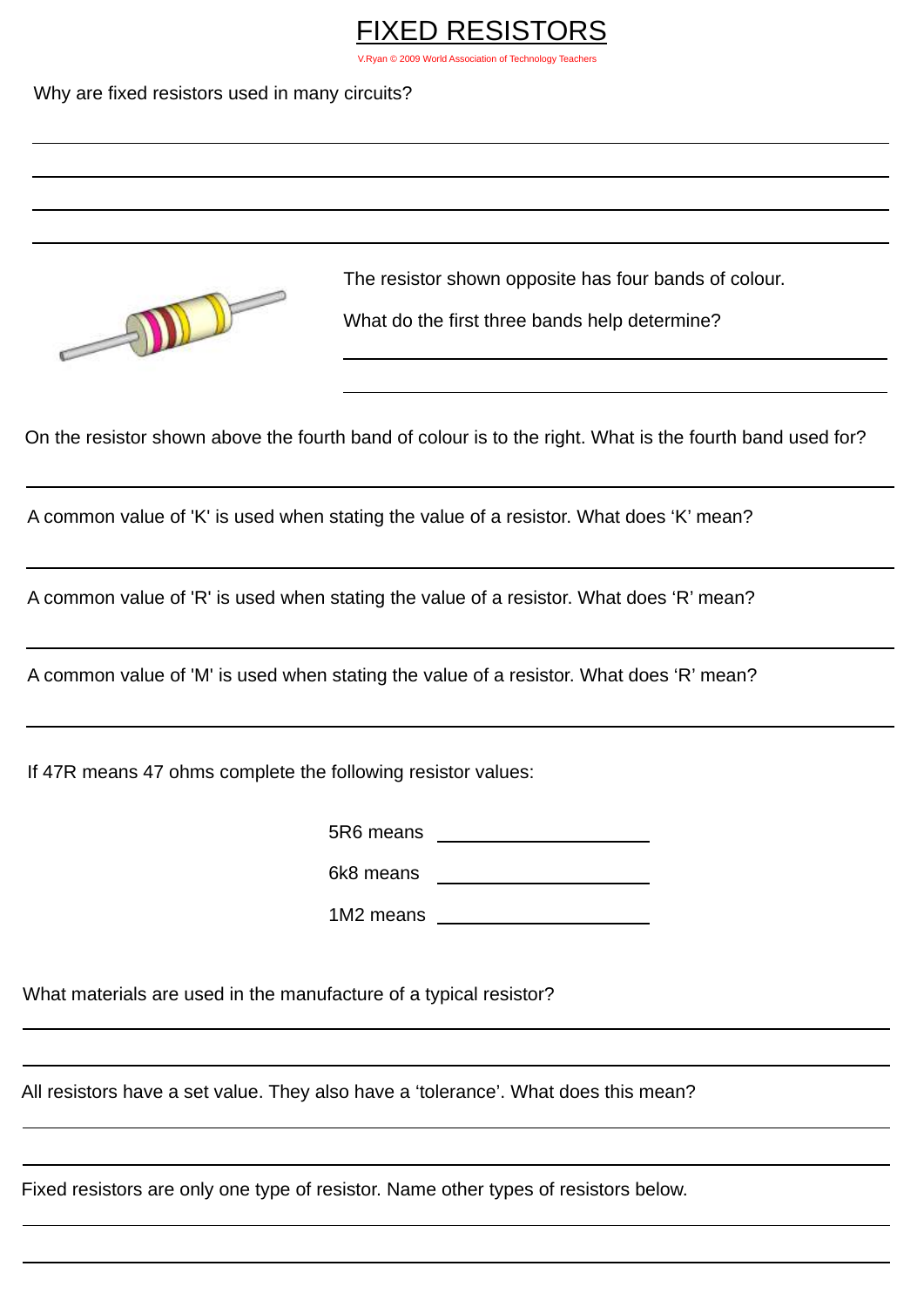# FIXED RESISTORS

V.Ryan © 2009 World Association of Technology Teachers

Why are fixed resistors used in many circuits?

The resistor shown opposite has four bands of colour.

What do the first three bands help determine?

On the resistor shown above the fourth band of colour is to the right. What is the fourth band used for?

A common value of 'K' is used when stating the value of a resistor. What does 'K' mean?

A common value of 'R' is used when stating the value of a resistor. What does 'R' mean?

A common value of 'M' is used when stating the value of a resistor. What does 'R' mean?

If 47R means 47 ohms complete the following resistor values:

5R6 means \_\_\_\_\_\_\_\_\_\_\_\_\_\_\_\_\_\_

6k8 means \_\_\_\_\_\_\_\_\_\_\_\_\_\_\_\_\_\_

1M2 means \_\_\_\_\_\_\_\_\_\_\_\_\_\_\_\_\_\_

What materials are used in the manufacture of a typical resistor?

All resistors have a set value. They also have a 'tolerance'. What does this mean?

Fixed resistors are only one type of resistor. Name other types of resistors below.